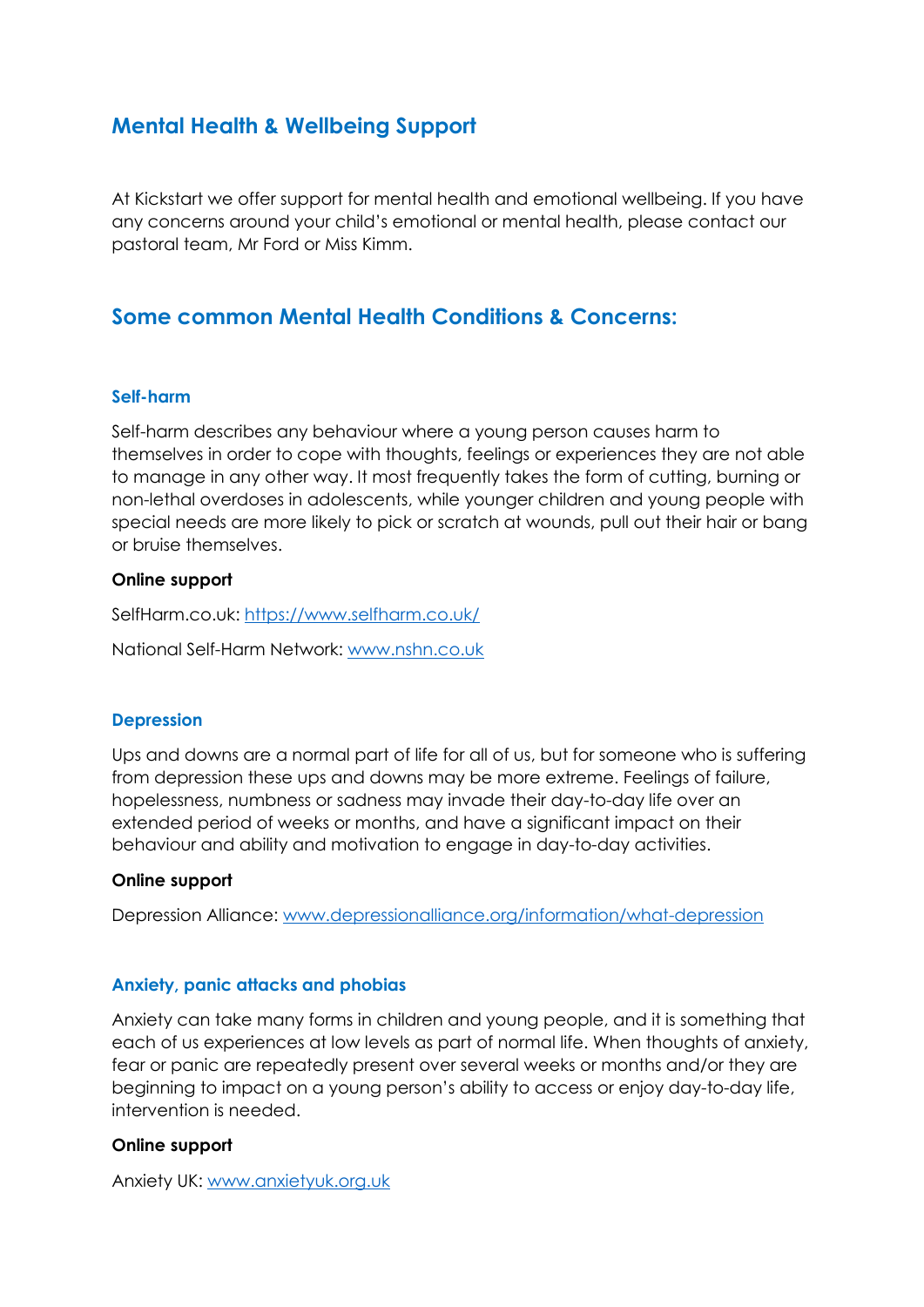## Mental Health & Wellbeing Support

At Kickstart we offer support for mental health and emotional wellbeing. If you have any concerns around your child's emotional or mental health, please contact our pastoral team, Mr Ford or Miss Kimm.

## Some common Mental Health Conditions & Concerns:

### Self-harm

Self-harm describes any behaviour where a young person causes harm to themselves in order to cope with thoughts, feelings or experiences they are not able to manage in any other way. It most frequently takes the form of cutting, burning or non-lethal overdoses in adolescents, while younger children and young people with special needs are more likely to pick or scratch at wounds, pull out their hair or bang or bruise themselves.

**Online support**

SelfHarm.co.uk: https://www.selfharm.co.uk/

National Self-Harm Network: www.nshn.co.uk

### Depression

Ups and downs are a normal part of life for all of us, but for someone who is suffering from depression these ups and downs may be more extreme. Feelings of failure, hopelessness, numbness or sadness may invade their day-to-day life over an extended period of weeks or months, and have a significant impact on their behaviour and ability and motivation to engage in day-to-day activities.

**Online support**

Depression Alliance: www.depressionalliance.org/information/what-depression

### Anxiety, panic attacks and phobias

Anxiety can take many forms in children and young people, and it is something that each of us experiences at low levels as part of normal life. When thoughts of anxiety, fear or panic are repeatedly present over several weeks or months and/or they are beginning to impact on a young person's ability to access or enjoy day-to-day life, intervention is needed.

**Online support**

Anxiety UK: www.anxietyuk.org.uk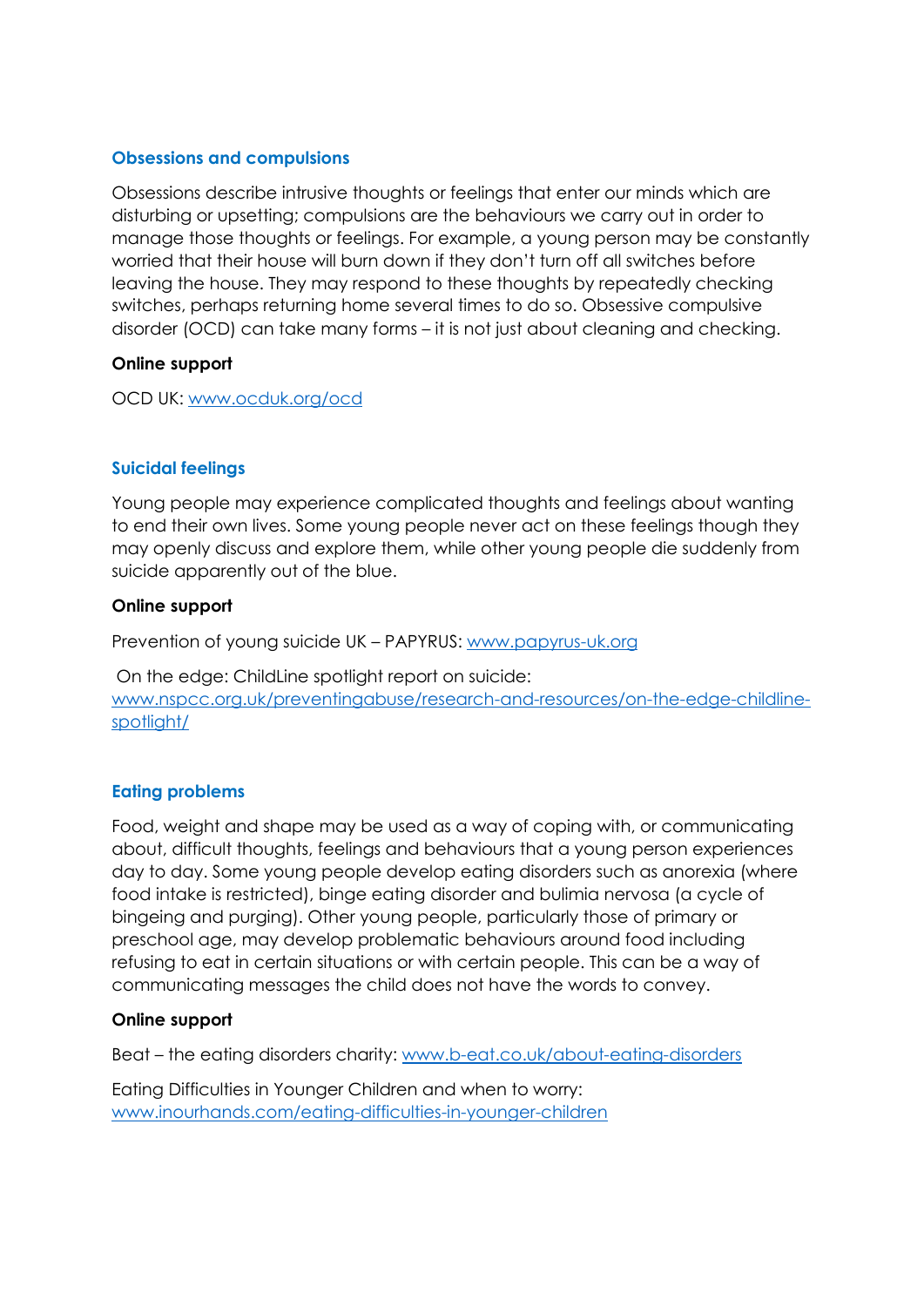### Obsessions and compulsions

Obsessions describe intrusive thoughts or feelings that enter our minds which are disturbing or upsetting; compulsions are the behaviours we carry out in order to manage those thoughts or feelings. For example, a young person may be constantly worried that their house will burn down if they don't turn off all switches before leaving the house. They may respond to these thoughts by repeatedly checking switches, perhaps returning home several times to do so. Obsessive compulsive disorder (OCD) can take many forms – it is not just about cleaning and checking.

**Online support**

OCD UK: [www.ocduk.org/ocd](www.ocduk.org/ocd)

### Suicidal feelings

Young people may experience complicated thoughts and feelings about wanting to end their own lives. Some young people never act on these feelings though they may openly discuss and explore them, while other young people die suddenly from suicide apparently out of the blue.

**Online support**

Prevention of young suicide UK – PAPYRUS: [www.papyrus-uk.org](www.papyrus-uk.org)

On the edge: ChildLine spotlight report on suicide: [www.nspcc.org.uk/preventingabuse/research-and-resources/on-the-edge-childline-spotlight/](www.nspcc.org.uk/preventingabuse/research-and-resources/on-the-edge-childline-spotlight/)

### Eating problems

Food, weight and shape may be used as a way of coping with, or communicating about, difficult thoughts, feelings and behaviours that a young person experiences day to day. Some young people develop eating disorders such as anorexia (where food intake is restricted), binge eating disorder and bulimia nervosa (a cycle of bingeing and purging). Other young people, particularly those of primary or preschool age, may develop problematic behaviours around food including refusing to eat in certain situations or with certain people. This can be a way of communicating messages the child does not have the words to convey.

**Online support**

Beat – the eating disorders charity: [www.b-eat.co.uk/about-eating-disorders](www.b-eat.co.uk/about-eating-disorders)

Eating Difficulties in Younger Children and when to worry: [www.inourhands.com/eating-difficulties-in-younger-children](www.inourhands.com/eating-difficulties-in-younger-children)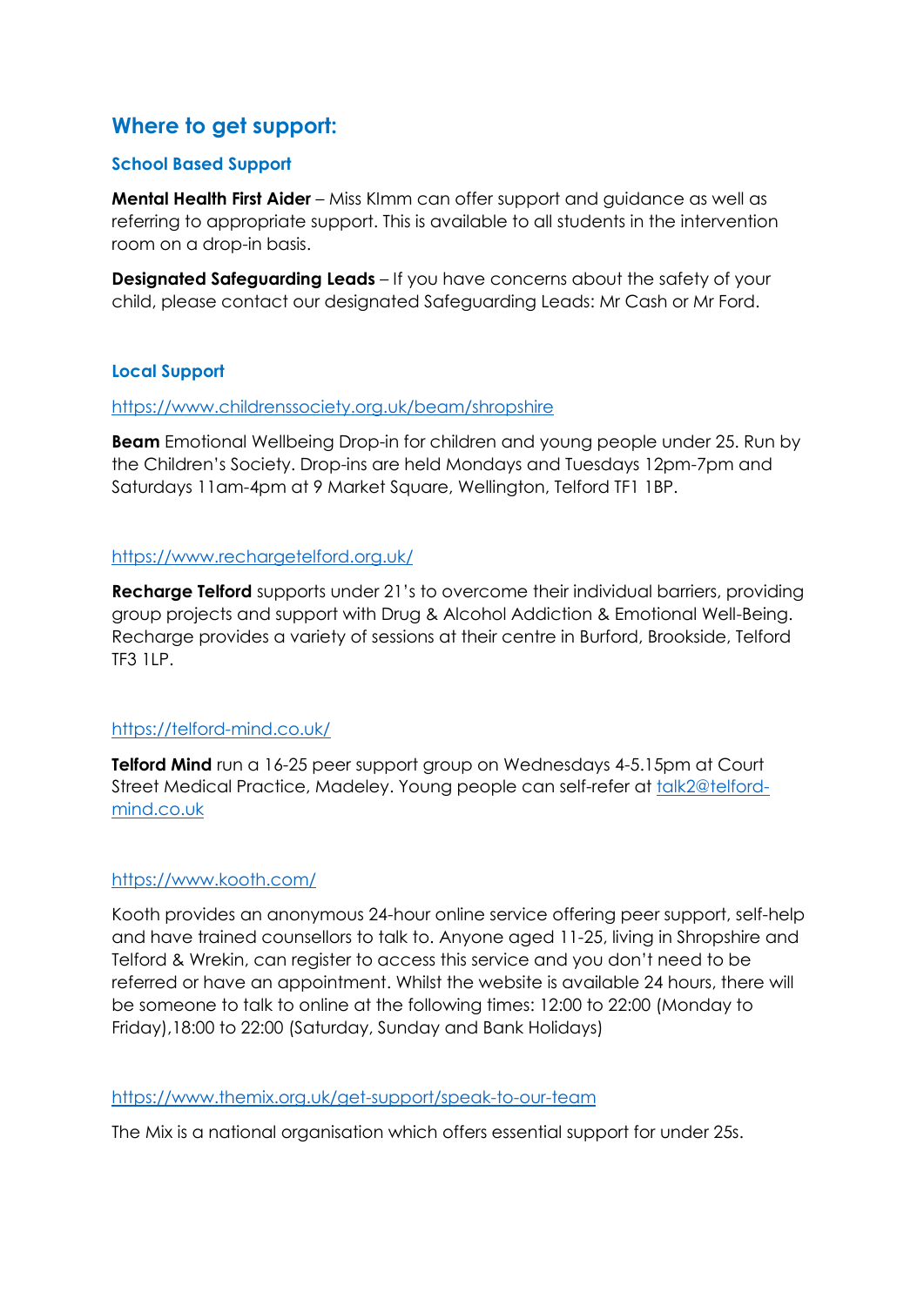## Where to get support:

### School Based Support

**Mental Health First Aider** – Miss KImm can offer support and guidance as well as referring to appropriate support. This is available to all students in the intervention room on a drop-in basis.

**Designated Safeguarding Leads** – If you have concerns about the safety of your child, please contact our designated Safeguarding Leads: Mr Cash or Mr Ford.

### Local Support

https://www.childrenssociety.org.uk/beam/shropshire

**Beam** Emotional Wellbeing Drop-in for children and young people under 25. Run by the Children's Society. Drop-ins are held Mondays and Tuesdays 12pm-7pm and Saturdays 11am-4pm at 9 Market Square, Wellington, Telford TF1 1BP.

https://www.rechargetelford.org.uk/

**Recharge Telford** supports under 21's to overcome their individual barriers, providing group projects and support with Drug & Alcohol Addiction & Emotional Well-Being. Recharge provides a variety of sessions at their centre in Burford, Brookside, Telford TF3 1LP.

https://telford-mind.co.uk/

**Telford Mind** run a 16-25 peer support group on Wednesdays 4-5.15pm at Court Street Medical Practice, Madeley. Young people can self-refer at talk2@telford-mind.co.uk

https://www.kooth.com/

Kooth provides an anonymous 24-hour online service offering peer support, self-help and have trained counsellors to talk to. Anyone aged 11-25, living in Shropshire and Telford & Wrekin, can register to access this service and you don't need to be referred or have an appointment. Whilst the website is available 24 hours, there will be someone to talk to online at the following times: 12:00 to 22:00 (Monday to Friday),18:00 to 22:00 (Saturday, Sunday and Bank Holidays)

https://www.themix.org.uk/get-support/speak-to-our-team

The Mix is a national organisation which offers essential support for under 25s.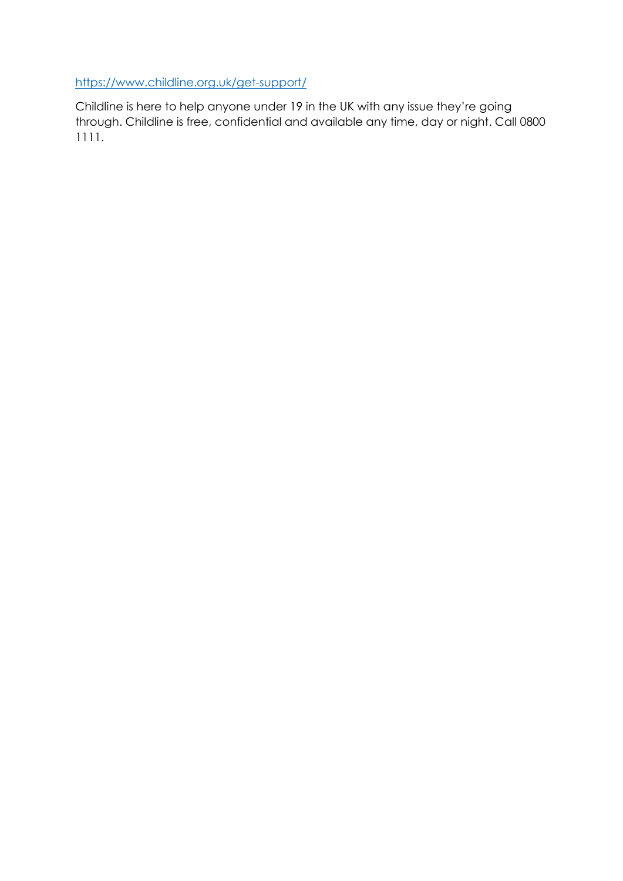https://www.childline.org.uk/get-support/

Childline is here to help anyone under 19 in the UK with any issue they're going through. Childline is free, confidential and available any time, day or night. Call 0800 1111.